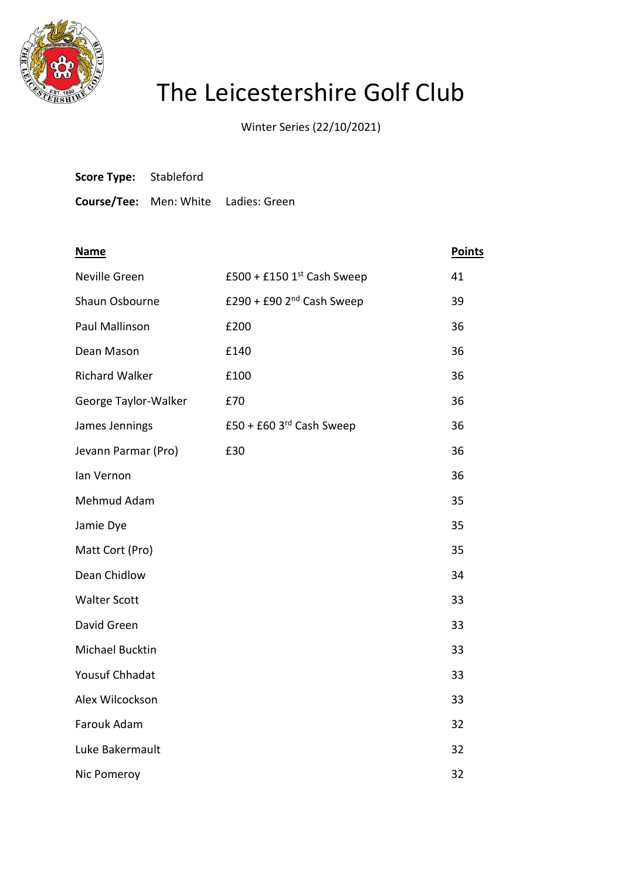# The Leicestershire Golf Club

Winter Series (22/10/2021)

**Score Type:** Stableford

**Course/Tee:** Men: White Ladies: Green

| Name | | Points |
|---|---|---|
| Neville Green | £500 + £150 1st Cash Sweep | 41 |
| Shaun Osbourne | £290 + £90 2nd Cash Sweep | 39 |
| Paul Mallinson | £200 | 36 |
| Dean Mason | £140 | 36 |
| Richard Walker | £100 | 36 |
| George Taylor-Walker | £70 | 36 |
| James Jennings | £50 + £60 3rd Cash Sweep | 36 |
| Jevann Parmar (Pro) | £30 | 36 |
| Ian Vernon | | 36 |
| Mehmud Adam | | 35 |
| Jamie Dye | | 35 |
| Matt Cort (Pro) | | 35 |
| Dean Chidlow | | 34 |
| Walter Scott | | 33 |
| David Green | | 33 |
| Michael Bucktin | | 33 |
| Yousuf Chhadat | | 33 |
| Alex Wilcockson | | 33 |
| Farouk Adam | | 32 |
| Luke Bakermault | | 32 |
| Nic Pomeroy | | 32 |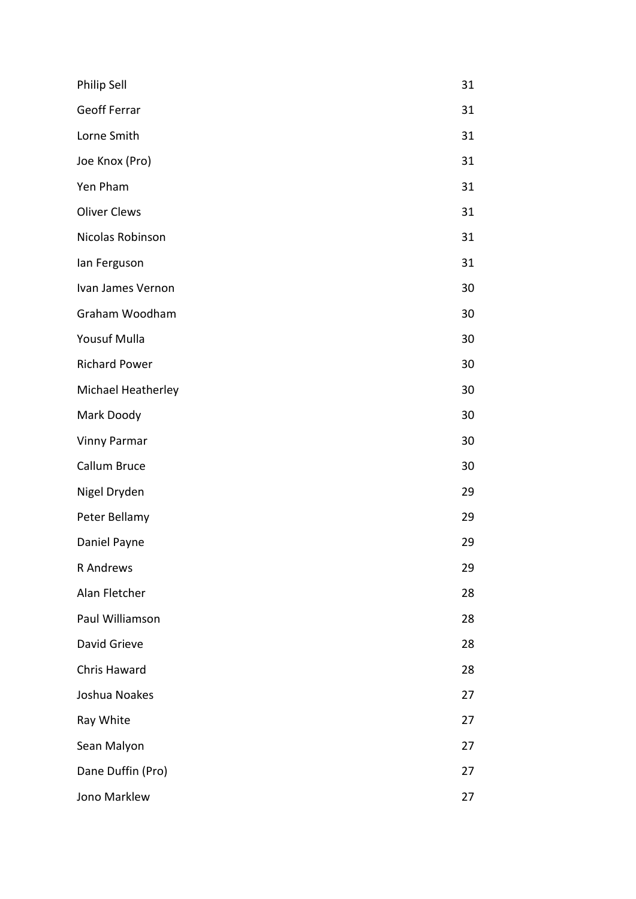| | |
|---|---|
| Philip Sell | 31 |
| Geoff Ferrar | 31 |
| Lorne Smith | 31 |
| Joe Knox (Pro) | 31 |
| Yen Pham | 31 |
| Oliver Clews | 31 |
| Nicolas Robinson | 31 |
| Ian Ferguson | 31 |
| Ivan James Vernon | 30 |
| Graham Woodham | 30 |
| Yousuf Mulla | 30 |
| Richard Power | 30 |
| Michael Heatherley | 30 |
| Mark Doody | 30 |
| Vinny Parmar | 30 |
| Callum Bruce | 30 |
| Nigel Dryden | 29 |
| Peter Bellamy | 29 |
| Daniel Payne | 29 |
| R Andrews | 29 |
| Alan Fletcher | 28 |
| Paul Williamson | 28 |
| David Grieve | 28 |
| Chris Haward | 28 |
| Joshua Noakes | 27 |
| Ray White | 27 |
| Sean Malyon | 27 |
| Dane Duffin (Pro) | 27 |
| Jono Marklew | 27 |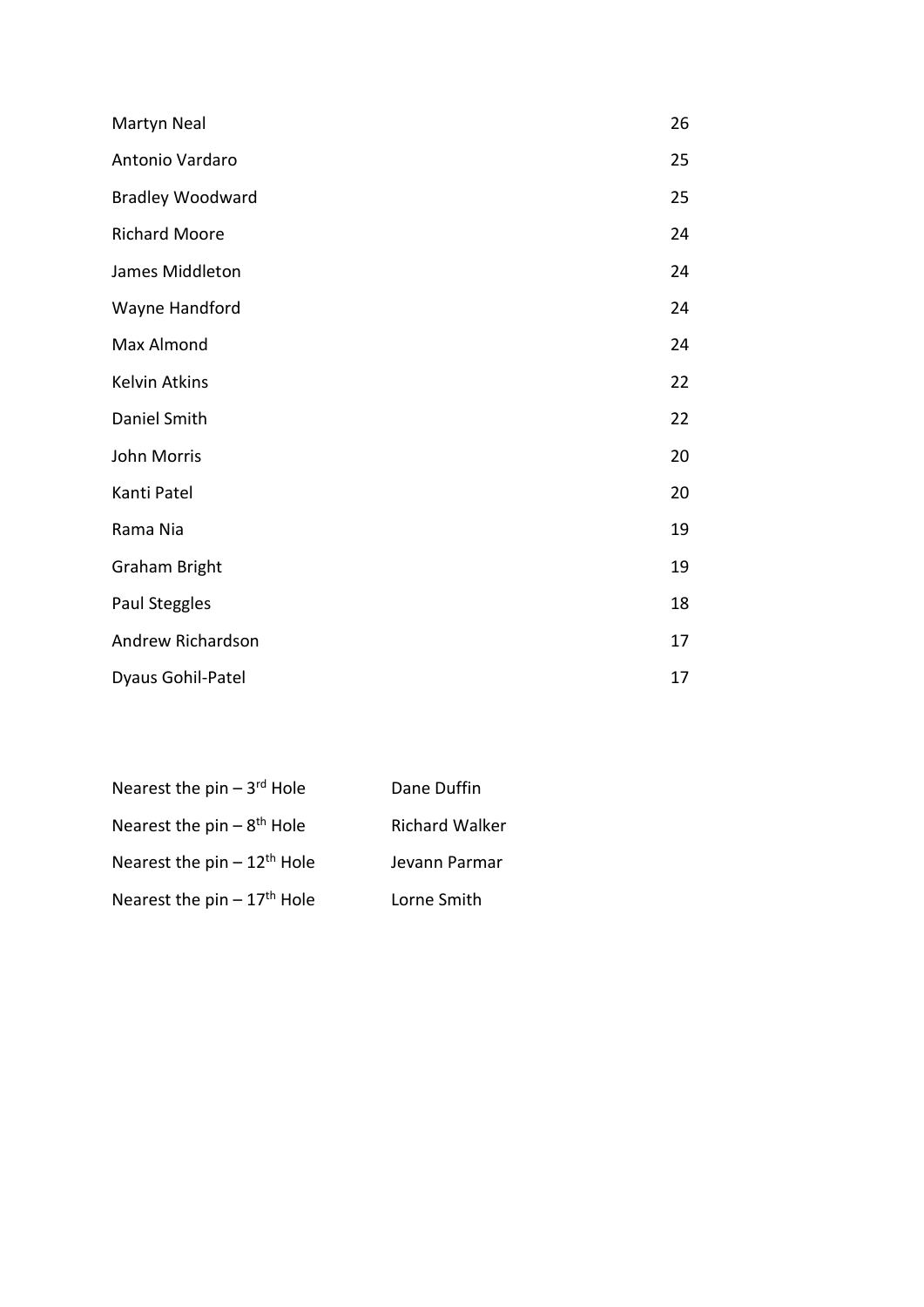| | |
|---|---|
| Martyn Neal | 26 |
| Antonio Vardaro | 25 |
| Bradley Woodward | 25 |
| Richard Moore | 24 |
| James Middleton | 24 |
| Wayne Handford | 24 |
| Max Almond | 24 |
| Kelvin Atkins | 22 |
| Daniel Smith | 22 |
| John Morris | 20 |
| Kanti Patel | 20 |
| Rama Nia | 19 |
| Graham Bright | 19 |
| Paul Steggles | 18 |
| Andrew Richardson | 17 |
| Dyaus Gohil-Patel | 17 |

| | |
|---|---|
| Nearest the pin – 3rd Hole | Dane Duffin |
| Nearest the pin – 8th Hole | Richard Walker |
| Nearest the pin – 12th Hole | Jevann Parmar |
| Nearest the pin – 17th Hole | Lorne Smith |